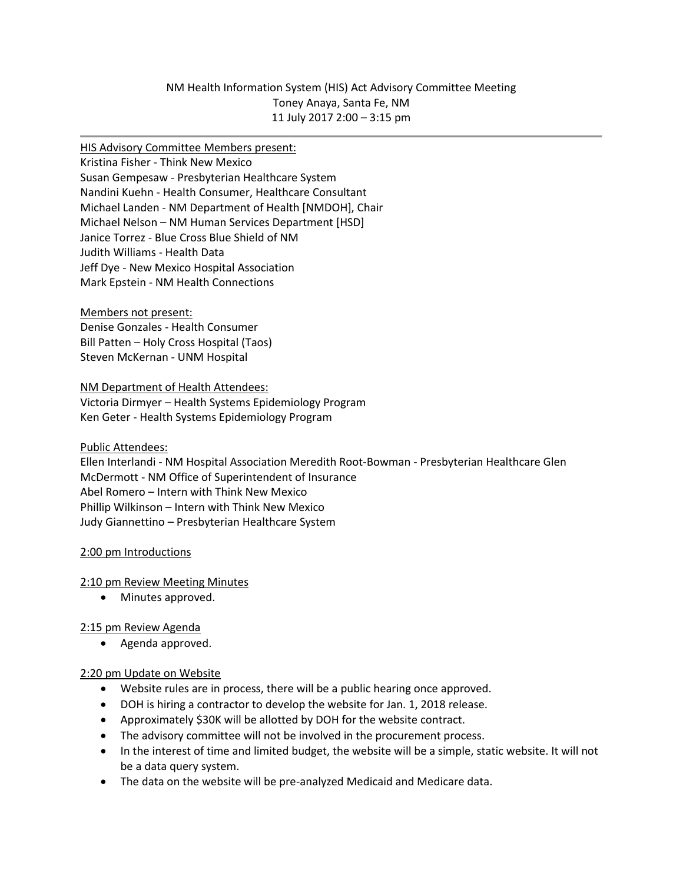NM Health Information System (HIS) Act Advisory Committee Meeting
Toney Anaya, Santa Fe, NM
11 July 2017 2:00 – 3:15 pm

---

HIS Advisory Committee Members present:
Kristina Fisher - Think New Mexico
Susan Gempesaw - Presbyterian Healthcare System
Nandini Kuehn - Health Consumer, Healthcare Consultant
Michael Landen - NM Department of Health [NMDOH], Chair
Michael Nelson – NM Human Services Department [HSD]
Janice Torrez - Blue Cross Blue Shield of NM
Judith Williams - Health Data
Jeff Dye - New Mexico Hospital Association
Mark Epstein - NM Health Connections

Members not present:
Denise Gonzales - Health Consumer
Bill Patten – Holy Cross Hospital (Taos)
Steven McKernan - UNM Hospital

NM Department of Health Attendees:
Victoria Dirmyer – Health Systems Epidemiology Program
Ken Geter - Health Systems Epidemiology Program

Public Attendees:
Ellen Interlandi - NM Hospital Association Meredith Root-Bowman - Presbyterian Healthcare Glen McDermott - NM Office of Superintendent of Insurance
Abel Romero – Intern with Think New Mexico
Phillip Wilkinson – Intern with Think New Mexico
Judy Giannettino – Presbyterian Healthcare System

2:00 pm Introductions

2:10 pm Review Meeting Minutes

- Minutes approved.

2:15 pm Review Agenda

- Agenda approved.

2:20 pm Update on Website

- Website rules are in process, there will be a public hearing once approved.
- DOH is hiring a contractor to develop the website for Jan. 1, 2018 release.
- Approximately $30K will be allotted by DOH for the website contract.
- The advisory committee will not be involved in the procurement process.
- In the interest of time and limited budget, the website will be a simple, static website. It will not be a data query system.
- The data on the website will be pre-analyzed Medicaid and Medicare data.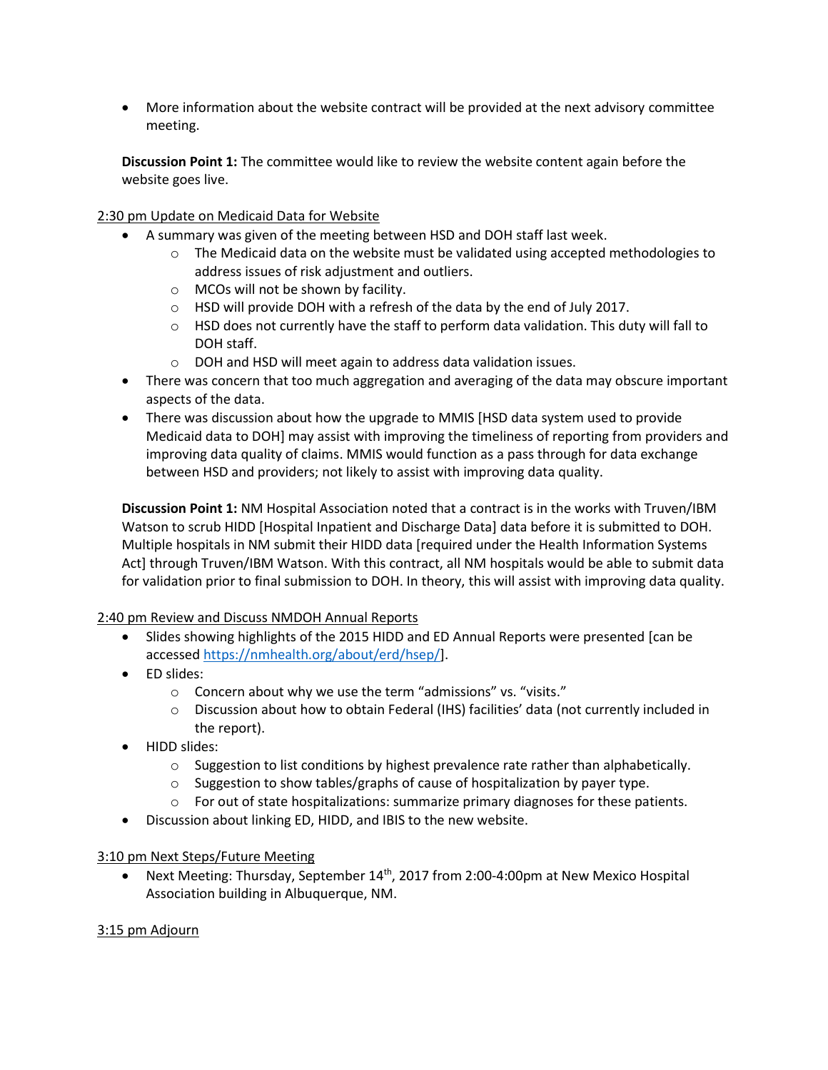- More information about the website contract will be provided at the next advisory committee meeting.

**Discussion Point 1:** The committee would like to review the website content again before the website goes live.

<u>2:30 pm Update on Medicaid Data for Website</u>

- A summary was given of the meeting between HSD and DOH staff last week.
  - The Medicaid data on the website must be validated using accepted methodologies to address issues of risk adjustment and outliers.
  - MCOs will not be shown by facility.
  - HSD will provide DOH with a refresh of the data by the end of July 2017.
  - HSD does not currently have the staff to perform data validation. This duty will fall to DOH staff.
  - DOH and HSD will meet again to address data validation issues.
- There was concern that too much aggregation and averaging of the data may obscure important aspects of the data.
- There was discussion about how the upgrade to MMIS [HSD data system used to provide Medicaid data to DOH] may assist with improving the timeliness of reporting from providers and improving data quality of claims. MMIS would function as a pass through for data exchange between HSD and providers; not likely to assist with improving data quality.

**Discussion Point 1:** NM Hospital Association noted that a contract is in the works with Truven/IBM Watson to scrub HIDD [Hospital Inpatient and Discharge Data] data before it is submitted to DOH. Multiple hospitals in NM submit their HIDD data [required under the Health Information Systems Act] through Truven/IBM Watson. With this contract, all NM hospitals would be able to submit data for validation prior to final submission to DOH. In theory, this will assist with improving data quality.

<u>2:40 pm Review and Discuss NMDOH Annual Reports</u>

- Slides showing highlights of the 2015 HIDD and ED Annual Reports were presented [can be accessed https://nmhealth.org/about/erd/hsep/].
- ED slides:
  - Concern about why we use the term "admissions" vs. "visits."
  - Discussion about how to obtain Federal (IHS) facilities' data (not currently included in the report).
- HIDD slides:
  - Suggestion to list conditions by highest prevalence rate rather than alphabetically.
  - Suggestion to show tables/graphs of cause of hospitalization by payer type.
  - For out of state hospitalizations: summarize primary diagnoses for these patients.
- Discussion about linking ED, HIDD, and IBIS to the new website.

<u>3:10 pm Next Steps/Future Meeting</u>

- Next Meeting: Thursday, September 14th, 2017 from 2:00-4:00pm at New Mexico Hospital Association building in Albuquerque, NM.

<u>3:15 pm Adjourn</u>